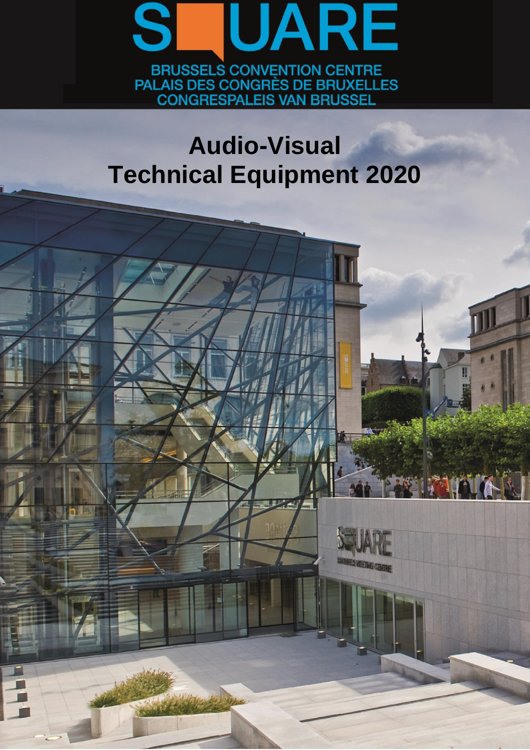# SQUARE

BRUSSELS CONVENTION CENTRE
PALAIS DES CONGRÈS DE BRUXELLES
CONGRESPALEIS VAN BRUSSEL

# Audio-Visual
# Technical Equipment 2020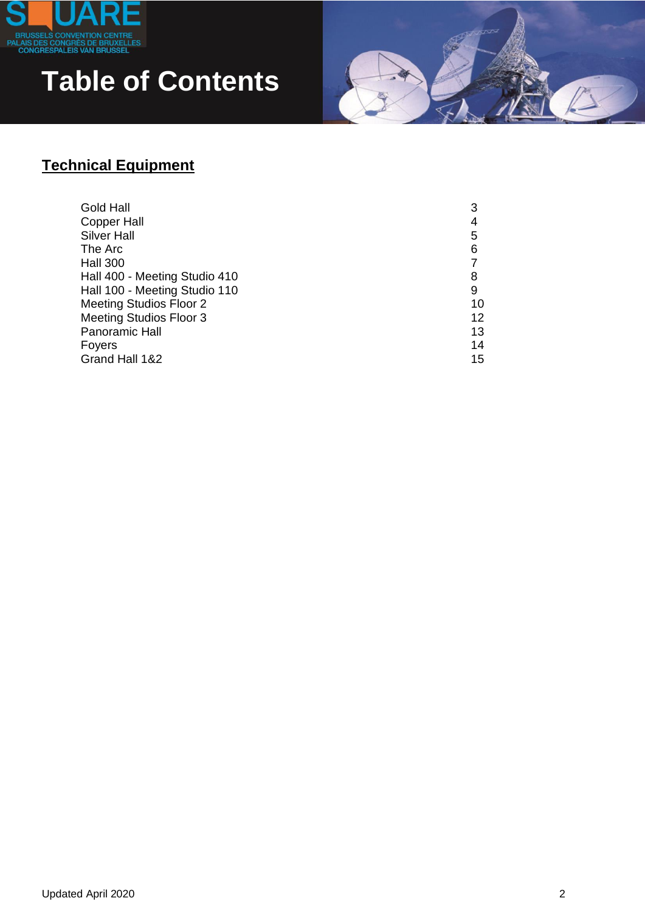# Table of Contents

## Technical Equipment

| | |
|---|---|
| Gold Hall | 3 |
| Copper Hall | 4 |
| Silver Hall | 5 |
| The Arc | 6 |
| Hall 300 | 7 |
| Hall 400 - Meeting Studio 410 | 8 |
| Hall 100 - Meeting Studio 110 | 9 |
| Meeting Studios Floor 2 | 10 |
| Meeting Studios Floor 3 | 12 |
| Panoramic Hall | 13 |
| Foyers | 14 |
| Grand Hall 1&2 | 15 |

Updated April 2020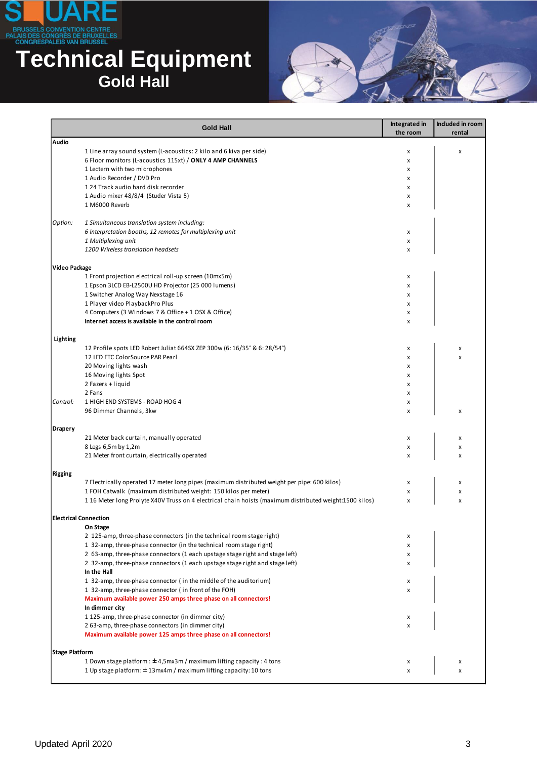# Technical Equipment

## Gold Hall

SQUARE BRUSSELS CONVENTION CENTRE
PALAIS DES CONGRÈS DE BRUXELLES
CONGRESPALEIS VAN BRUSSEL

| | Gold Hall | Integrated in the room | Included in room rental |
|---|---|---|---|
| **Audio** | | | |
| | 1 Line array sound system (L-acoustics: 2 kilo and 6 kiva per side) | x | x |
| | 6 Floor monitors (L-acoustics 115xt) / **ONLY 4 AMP CHANNELS** | x | |
| | 1 Lectern with two microphones | x | |
| | 1 Audio Recorder / DVD Pro | x | |
| | 1 24 Track audio hard disk recorder | x | |
| | 1 Audio mixer 48/8/4 (Studer Vista 5) | x | |
| | 1 M6000 Reverb | x | |
| *Option:* | *1 Simultaneous translation system including:* | | |
| | *6 Interpretation booths, 12 remotes for multiplexing unit* | x | |
| | *1 Multiplexing unit* | x | |
| | *1200 Wireless translation headsets* | x | |
| **Video Package** | | | |
| | 1 Front projection electrical roll-up screen (10mx5m) | x | |
| | 1 Epson 3LCD EB-L2500U HD Projector (25 000 lumens) | x | |
| | 1 Switcher Analog Way Nexstage 16 | x | |
| | 1 Player video PlaybackPro Plus | x | |
| | 4 Computers (3 Windows 7 & Office + 1 OSX & Office) | x | |
| | **Internet access is available in the control room** | x | |
| **Lighting** | | | |
| | 12 Profile spots LED Robert Juliat 664SX ZEP 300w (6: 16/35° & 6: 28/54°) | x | x |
| | 12 LED ETC ColorSource PAR Pearl | x | x |
| | 20 Moving lights wash | x | |
| | 16 Moving lights Spot | x | |
| | 2 Fazers + liquid | x | |
| | 2 Fans | x | |
| *Control:* | 1 HIGH END SYSTEMS - ROAD HOG 4 | x | |
| | 96 Dimmer Channels, 3kw | x | x |
| **Drapery** | | | |
| | 21 Meter back curtain, manually operated | x | x |
| | 8 Legs 6,5m by 1,2m | x | x |
| | 21 Meter front curtain, electrically operated | x | x |
| **Rigging** | | | |
| | 7 Electrically operated 17 meter long pipes (maximum distributed weight per pipe: 600 kilos) | x | x |
| | 1 FOH Catwalk (maximum distributed weight: 150 kilos per meter) | x | x |
| | 1 16 Meter long Prolyte X40V Truss on 4 electrical chain hoists (maximum distributed weight:1500 kilos) | x | x |
| **Electrical Connection** | | | |
| | **On Stage** | | |
| | 2 125-amp, three-phase connectors (in the technical room stage right) | x | |
| | 1 32-amp, three-phase connector (in the technical room stage right) | x | |
| | 2 63-amp, three-phase connectors (1 each upstage stage right and stage left) | x | |
| | 2 32-amp, three-phase connectors (1 each upstage stage right and stage left) | x | |
| | **In the Hall** | | |
| | 1 32-amp, three-phase connector ( in the middle of the auditorium) | x | |
| | 1 32-amp, three-phase connector ( in front of the FOH) | x | |
| | **Maximum available power 250 amps three phase on all connectors!** | | |
| | **In dimmer city** | | |
| | 1 125-amp, three-phase connector (in dimmer city) | x | |
| | 2 63-amp, three-phase connectors (in dimmer city) | x | |
| | **Maximum available power 125 amps three phase on all connectors!** | | |
| **Stage Platform** | | | |
| | 1 Down stage platform : ± 4,5mx3m / maximum lifting capacity : 4 tons | x | x |
| | 1 Up stage platform: ± 13mx4m / maximum lifting capacity: 10 tons | x | x |

Updated April 2020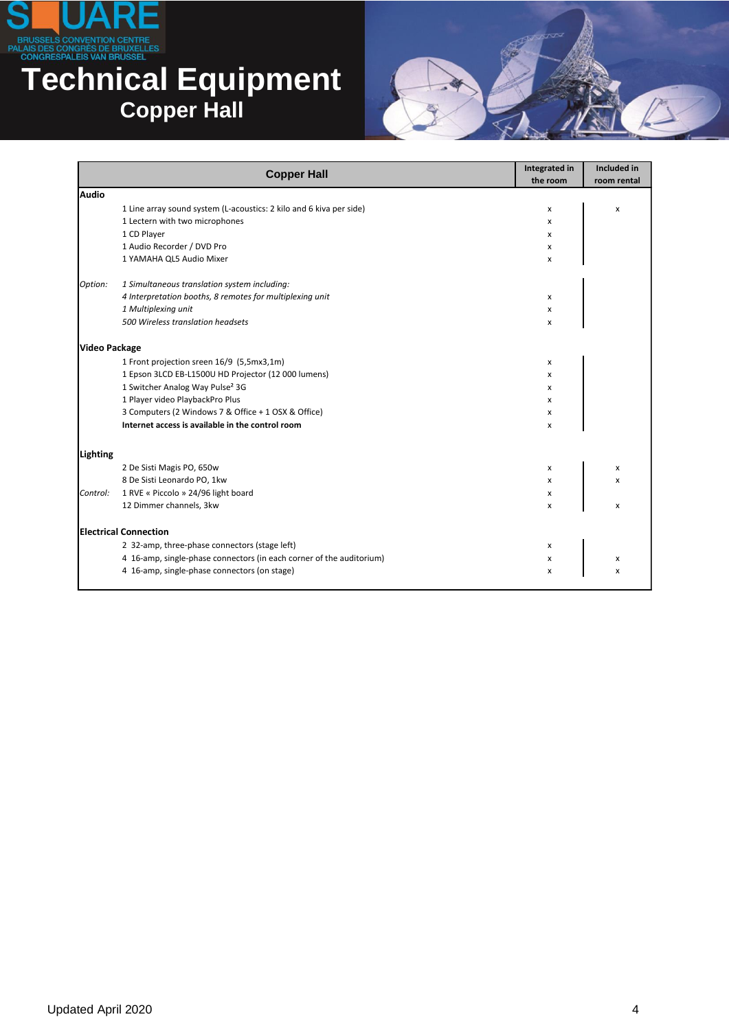# Technical Equipment

## Copper Hall

| Copper Hall | | Integrated in the room | Included in room rental |
|---|---|---|---|
| **Audio** | | | |
| | 1 Line array sound system (L-acoustics: 2 kilo and 6 kiva per side) | x | x |
| | 1 Lectern with two microphones | x | |
| | 1 CD Player | x | |
| | 1 Audio Recorder / DVD Pro | x | |
| | 1 YAMAHA QL5 Audio Mixer | x | |
| *Option:* | *1 Simultaneous translation system including:* | | |
| | *4 Interpretation booths, 8 remotes for multiplexing unit* | x | |
| | *1 Multiplexing unit* | x | |
| | *500 Wireless translation headsets* | x | |
| **Video Package** | | | |
| | 1 Front projection sreen 16/9 (5,5mx3,1m) | x | |
| | 1 Epson 3LCD EB-L1500U HD Projector (12 000 lumens) | x | |
| | 1 Switcher Analog Way Pulse² 3G | x | |
| | 1 Player video PlaybackPro Plus | x | |
| | 3 Computers (2 Windows 7 & Office + 1 OSX & Office) | x | |
| | **Internet access is available in the control room** | x | |
| **Lighting** | | | |
| | 2 De Sisti Magis PO, 650w | x | x |
| | 8 De Sisti Leonardo PO, 1kw | x | x |
| *Control:* | 1 RVE « Piccolo » 24/96 light board | x | |
| | 12 Dimmer channels, 3kw | x | x |
| **Electrical Connection** | | | |
| | 2 32-amp, three-phase connectors (stage left) | x | |
| | 4 16-amp, single-phase connectors (in each corner of the auditorium) | x | x |
| | 4 16-amp, single-phase connectors (on stage) | x | x |

Updated April 2020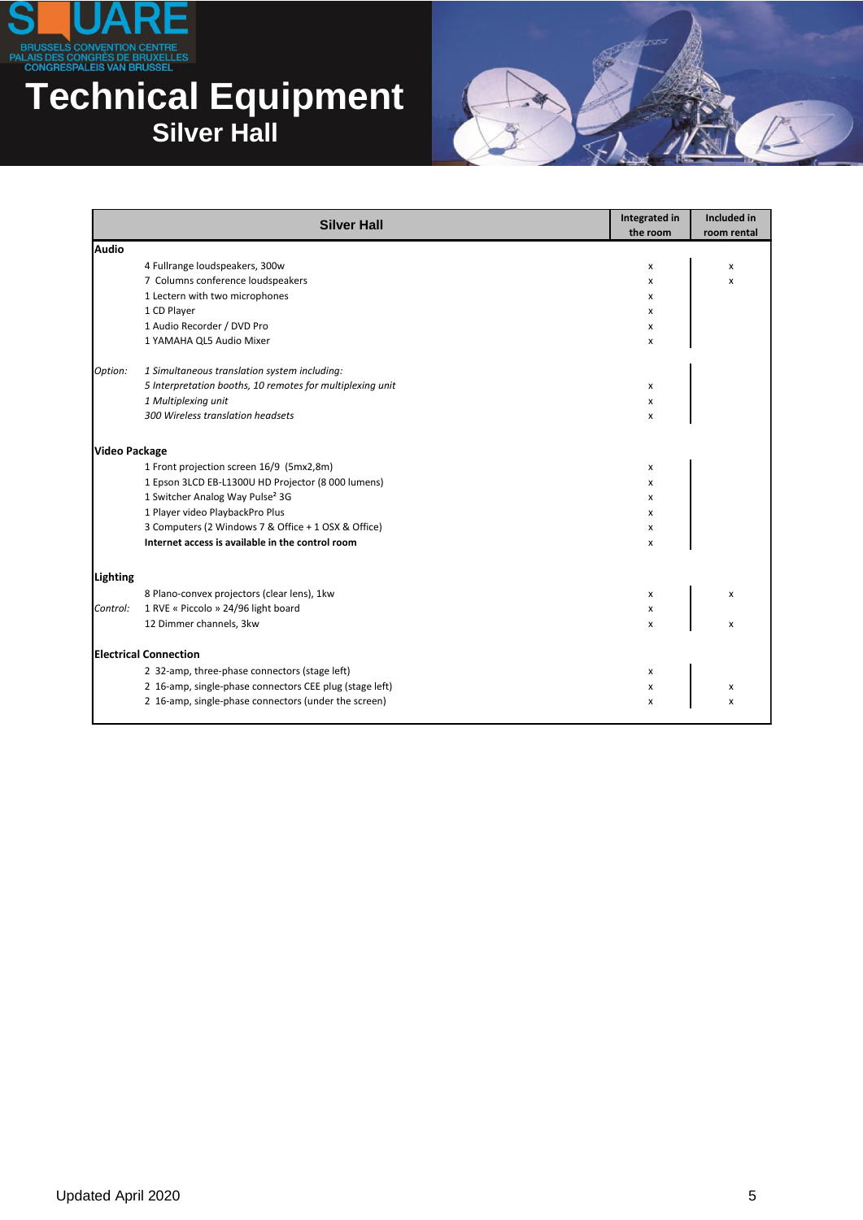# Technical Equipment

## Silver Hall

| Silver Hall | | Integrated in the room | Included in room rental |
|---|---|---|---|
| **Audio** | | | |
| | 4 Fullrange loudspeakers, 300w | x | x |
| | 7 Columns conference loudspeakers | x | x |
| | 1 Lectern with two microphones | x | |
| | 1 CD Player | x | |
| | 1 Audio Recorder / DVD Pro | x | |
| | 1 YAMAHA QL5 Audio Mixer | x | |
| *Option:* | *1 Simultaneous translation system including:* | | |
| | *5 Interpretation booths, 10 remotes for multiplexing unit* | x | |
| | *1 Multiplexing unit* | x | |
| | *300 Wireless translation headsets* | x | |
| **Video Package** | | | |
| | 1 Front projection screen 16/9 (5mx2,8m) | x | |
| | 1 Epson 3LCD EB-L1300U HD Projector (8 000 lumens) | x | |
| | 1 Switcher Analog Way Pulse² 3G | x | |
| | 1 Player video PlaybackPro Plus | x | |
| | 3 Computers (2 Windows 7 & Office + 1 OSX & Office) | x | |
| | **Internet access is available in the control room** | x | |
| **Lighting** | | | |
| | 8 Plano-convex projectors (clear lens), 1kw | x | x |
| *Control:* | 1 RVE « Piccolo » 24/96 light board | x | |
| | 12 Dimmer channels, 3kw | x | x |
| **Electrical Connection** | | | |
| | 2 32-amp, three-phase connectors (stage left) | x | |
| | 2 16-amp, single-phase connectors CEE plug (stage left) | x | x |
| | 2 16-amp, single-phase connectors (under the screen) | x | x |

Updated April 2020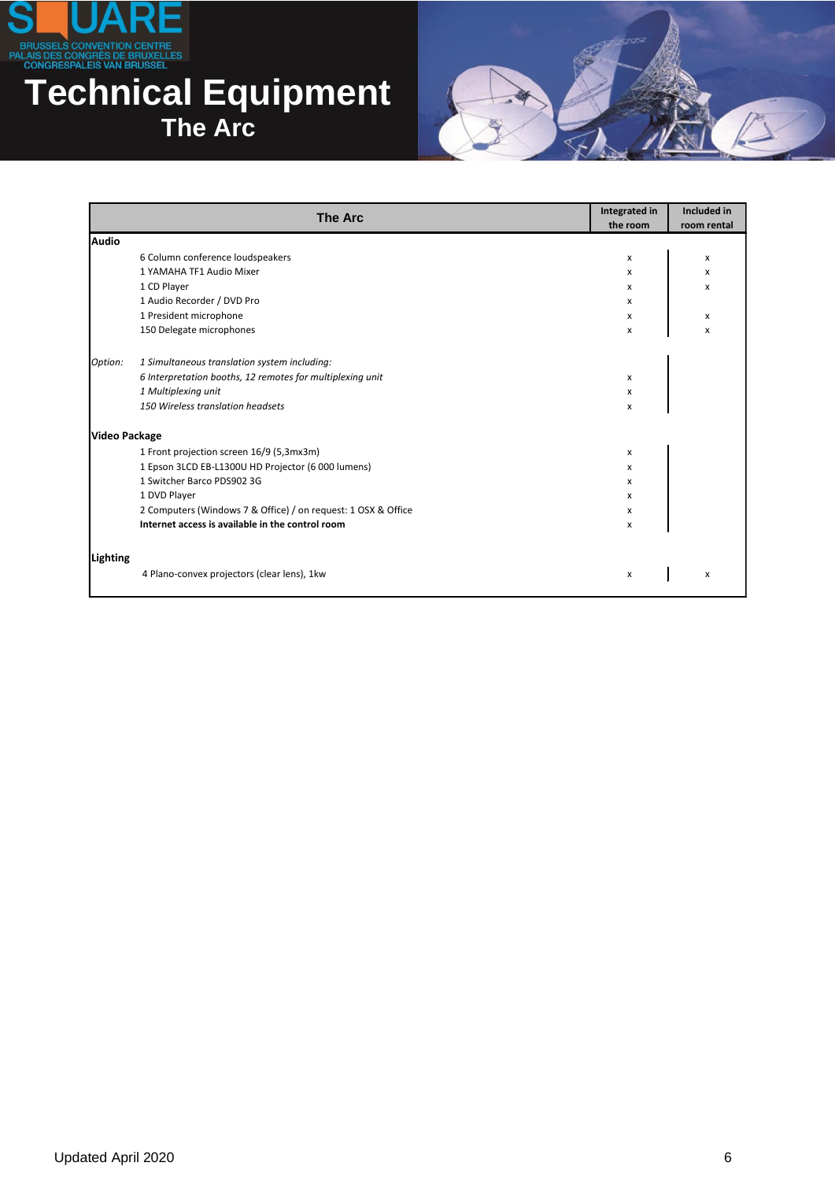# Technical Equipment

## The Arc

| The Arc | | Integrated in the room | Included in room rental |
|---|---|---|---|
| **Audio** | | | |
| | 6 Column conference loudspeakers | x | x |
| | 1 YAMAHA TF1 Audio Mixer | x | x |
| | 1 CD Player | x | x |
| | 1 Audio Recorder / DVD Pro | x | |
| | 1 President microphone | x | x |
| | 150 Delegate microphones | x | x |
| *Option:* | *1 Simultaneous translation system including:* | | |
| | *6 Interpretation booths, 12 remotes for multiplexing unit* | x | |
| | *1 Multiplexing unit* | x | |
| | *150 Wireless translation headsets* | x | |
| **Video Package** | | | |
| | 1 Front projection screen 16/9 (5,3mx3m) | x | |
| | 1 Epson 3LCD EB-L1300U HD Projector (6 000 lumens) | x | |
| | 1 Switcher Barco PDS902 3G | x | |
| | 1 DVD Player | x | |
| | 2 Computers (Windows 7 & Office) / on request: 1 OSX & Office | x | |
| | **Internet access is available in the control room** | x | |
| **Lighting** | | | |
| | 4 Plano-convex projectors (clear lens), 1kw | x | x |

Updated April 2020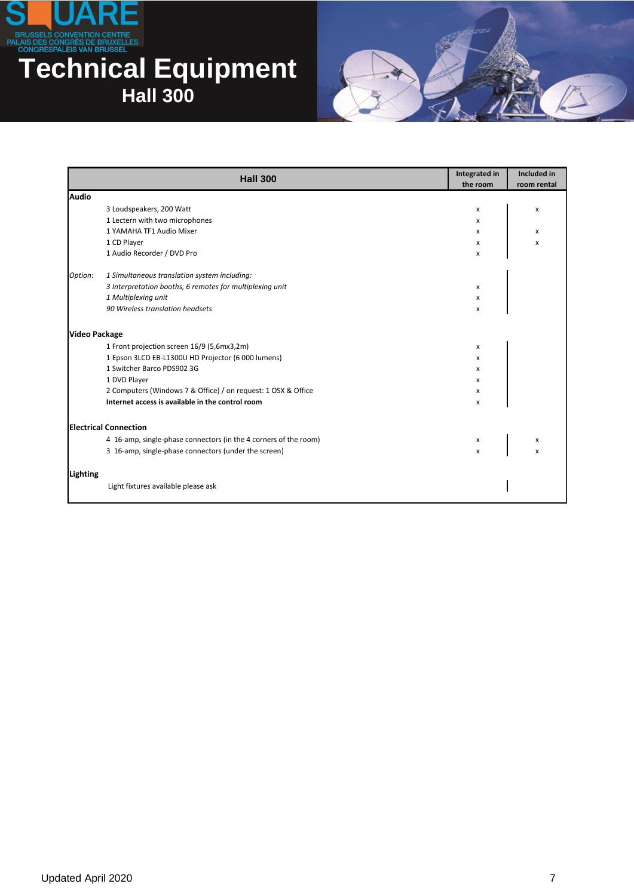# Technical Equipment

## Hall 300

| Hall 300 | | Integrated in the room | Included in room rental |
|---|---|---|---|
| **Audio** | | | |
| | 3 Loudspeakers, 200 Watt | x | x |
| | 1 Lectern with two microphones | x | |
| | 1 YAMAHA TF1 Audio Mixer | x | x |
| | 1 CD Player | x | x |
| | 1 Audio Recorder / DVD Pro | x | |
| *Option:* | *1 Simultaneous translation system including:* | | |
| | *3 Interpretation booths, 6 remotes for multiplexing unit* | x | |
| | *1 Multiplexing unit* | x | |
| | *90 Wireless translation headsets* | x | |
| **Video Package** | | | |
| | 1 Front projection screen 16/9 (5,6mx3,2m) | x | |
| | 1 Epson 3LCD EB-L1300U HD Projector (6 000 lumens) | x | |
| | 1 Switcher Barco PDS902 3G | x | |
| | 1 DVD Player | x | |
| | 2 Computers (Windows 7 & Office) / on request: 1 OSX & Office | x | |
| | **Internet access is available in the control room** | x | |
| **Electrical Connection** | | | |
| | 4 16-amp, single-phase connectors (in the 4 corners of the room) | x | x |
| | 3 16-amp, single-phase connectors (under the screen) | x | x |
| **Lighting** | | | |
| | Light fixtures available please ask | | |

Updated April 2020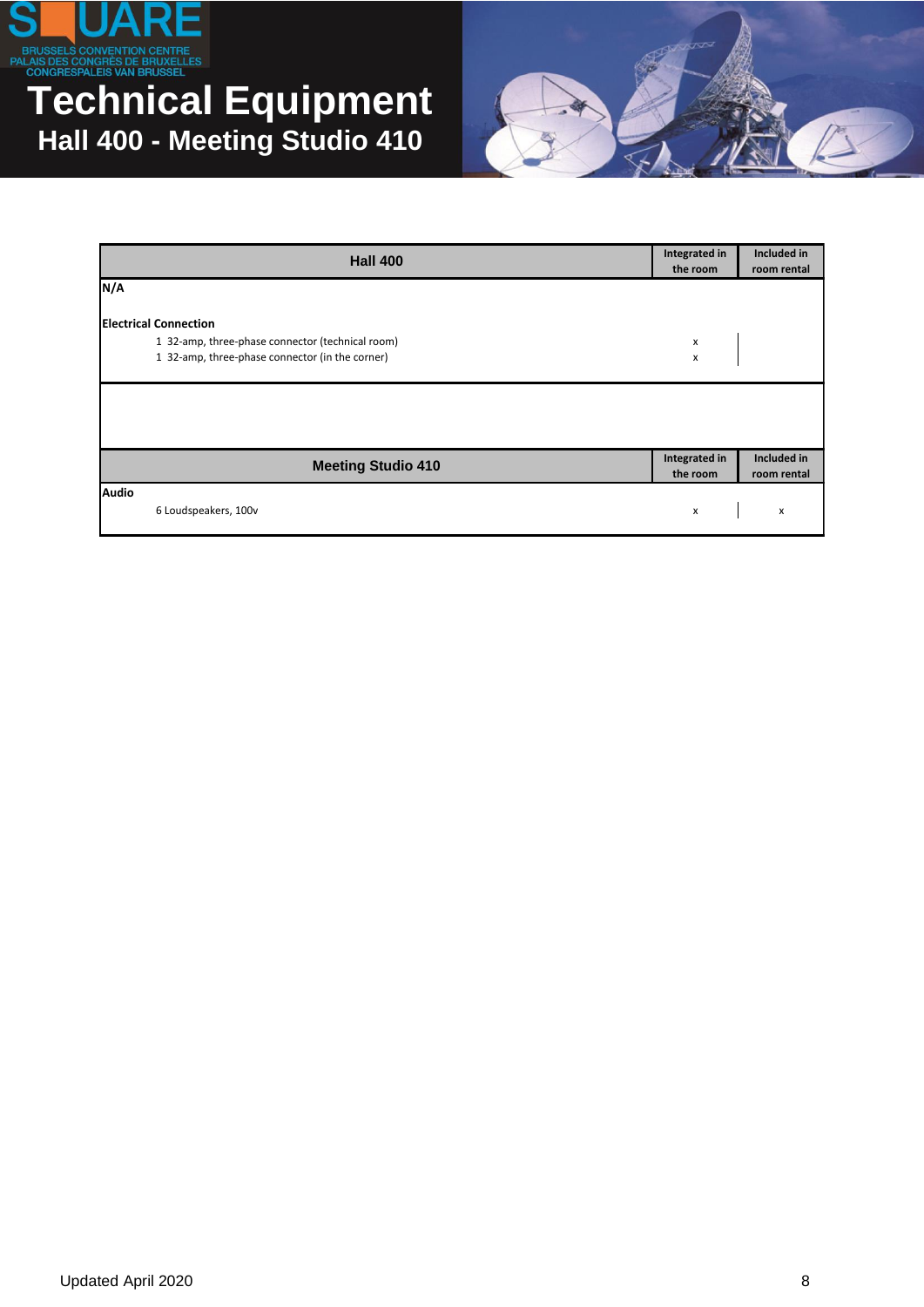# Technical Equipment

## Hall 400 - Meeting Studio 410

| Hall 400 | Integrated in the room | Included in room rental |
|---|---|---|
| **N/A** | | |
| **Electrical Connection** | | |
| 1 32-amp, three-phase connector (technical room) | x | |
| 1 32-amp, three-phase connector (in the corner) | x | |

| Meeting Studio 410 | Integrated in the room | Included in room rental |
|---|---|---|
| **Audio** | | |
| 6 Loudspeakers, 100v | x | x |

Updated April 2020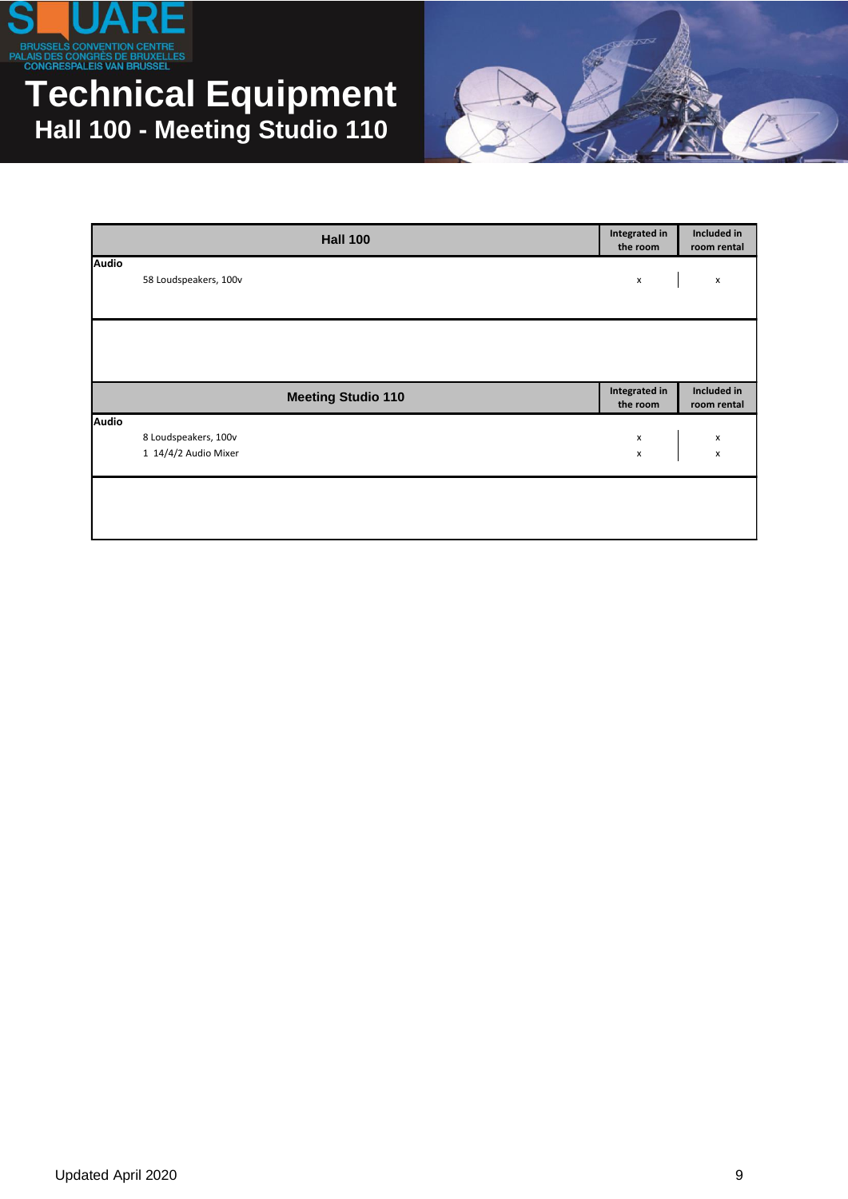# Technical Equipment

## Hall 100 - Meeting Studio 110

| Hall 100 | Integrated in the room | Included in room rental |
|---|---|---|
| **Audio** | | |
| 58 Loudspeakers, 100v | x | x |

| Meeting Studio 110 | Integrated in the room | Included in room rental |
|---|---|---|
| **Audio** | | |
| 8 Loudspeakers, 100v | x | x |
| 1 14/4/2 Audio Mixer | x | x |

Updated April 2020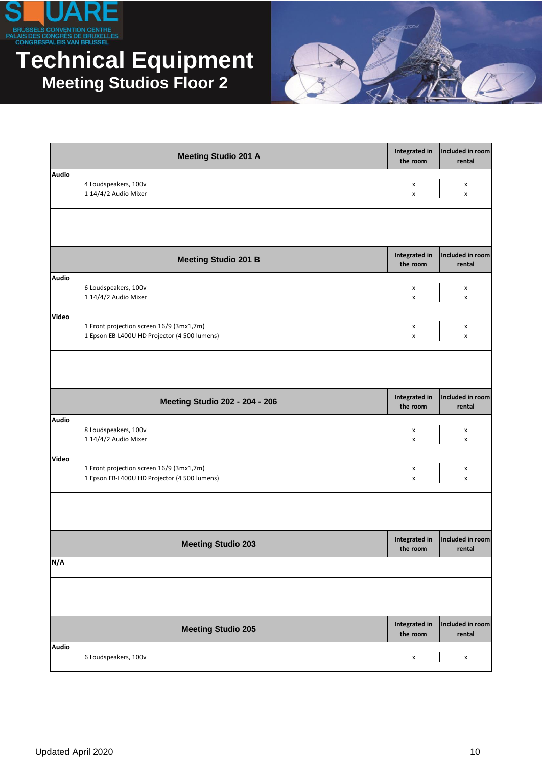# Technical Equipment

## Meeting Studios Floor 2

| Meeting Studio 201 A | Integrated in the room | Included in room rental |
|---|---|---|
| **Audio** | | |
| 4 Loudspeakers, 100v | x | x |
| 1 14/4/2 Audio Mixer | x | x |

| Meeting Studio 201 B | Integrated in the room | Included in room rental |
|---|---|---|
| **Audio** | | |
| 6 Loudspeakers, 100v | x | x |
| 1 14/4/2 Audio Mixer | x | x |
| **Video** | | |
| 1 Front projection screen 16/9 (3mx1,7m) | x | x |
| 1 Epson EB-L400U HD Projector (4 500 lumens) | x | x |

| Meeting Studio 202 - 204 - 206 | Integrated in the room | Included in room rental |
|---|---|---|
| **Audio** | | |
| 8 Loudspeakers, 100v | x | x |
| 1 14/4/2 Audio Mixer | x | x |
| **Video** | | |
| 1 Front projection screen 16/9 (3mx1,7m) | x | x |
| 1 Epson EB-L400U HD Projector (4 500 lumens) | x | x |

| Meeting Studio 203 | Integrated in the room | Included in room rental |
|---|---|---|
| **N/A** | | |

| Meeting Studio 205 | Integrated in the room | Included in room rental |
|---|---|---|
| **Audio** | | |
| 6 Loudspeakers, 100v | x | x |

Updated April 2020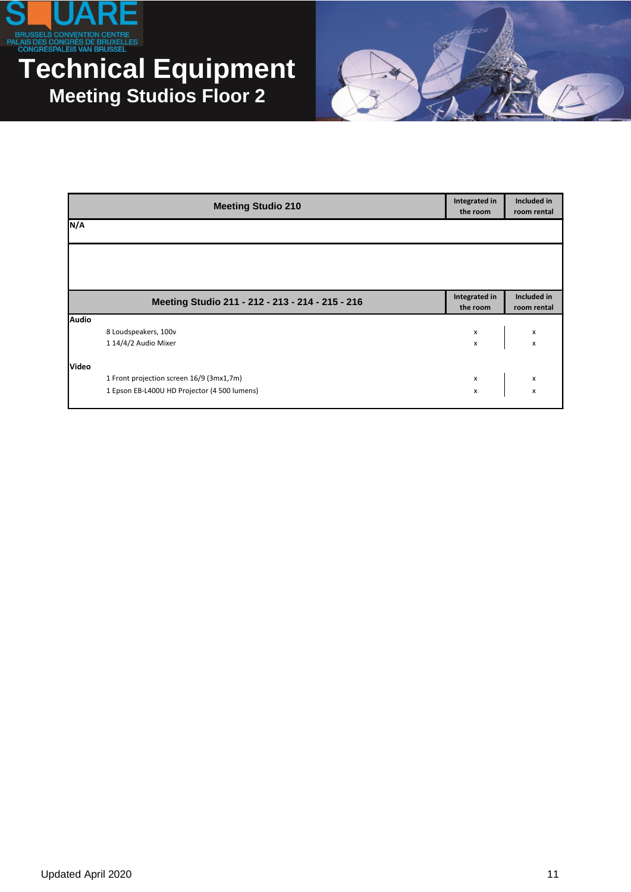# Technical Equipment

## Meeting Studios Floor 2

| Meeting Studio 210 | Integrated in the room | Included in room rental |
|---|---|---|
| **N/A** | | |

| Meeting Studio 211 - 212 - 213 - 214 - 215 - 216 | Integrated in the room | Included in room rental |
|---|---|---|
| **Audio** | | |
| 8 Loudspeakers, 100v | x | x |
| 1 14/4/2 Audio Mixer | x | x |
| **Video** | | |
| 1 Front projection screen 16/9 (3mx1,7m) | x | x |
| 1 Epson EB-L400U HD Projector (4 500 lumens) | x | x |

Updated April 2020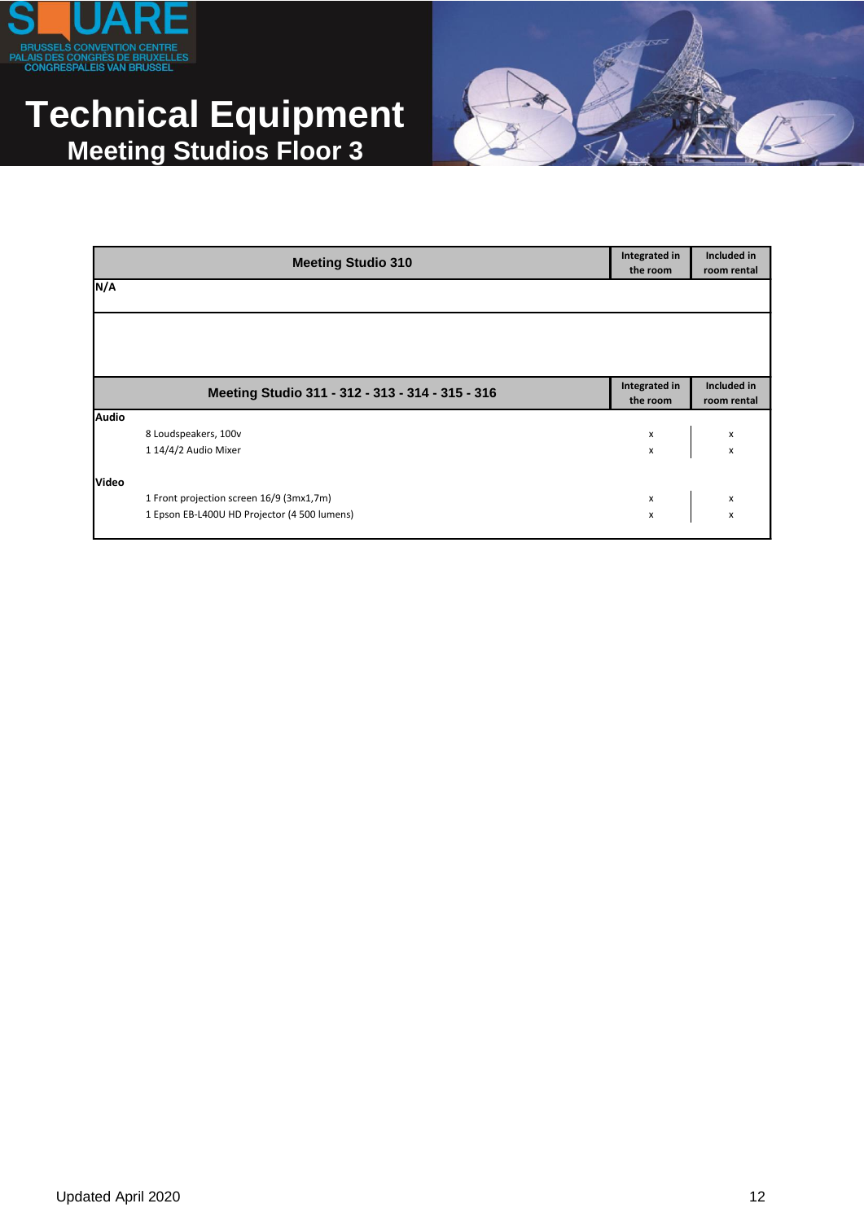SQUARE
BRUSSELS CONVENTION CENTRE
PALAIS DES CONGRÈS DE BRUXELLES
CONGRESPALEIS VAN BRUSSEL

# Technical Equipment

## Meeting Studios Floor 3

| Meeting Studio 310 | Integrated in the room | Included in room rental |
|---|---|---|
| **N/A** | | |

| Meeting Studio 311 - 312 - 313 - 314 - 315 - 316 | Integrated in the room | Included in room rental |
|---|---|---|
| **Audio** | | |
| 8 Loudspeakers, 100v | x | x |
| 1 14/4/2 Audio Mixer | x | x |
| **Video** | | |
| 1 Front projection screen 16/9 (3mx1,7m) | x | x |
| 1 Epson EB-L400U HD Projector (4 500 lumens) | x | x |

Updated April 2020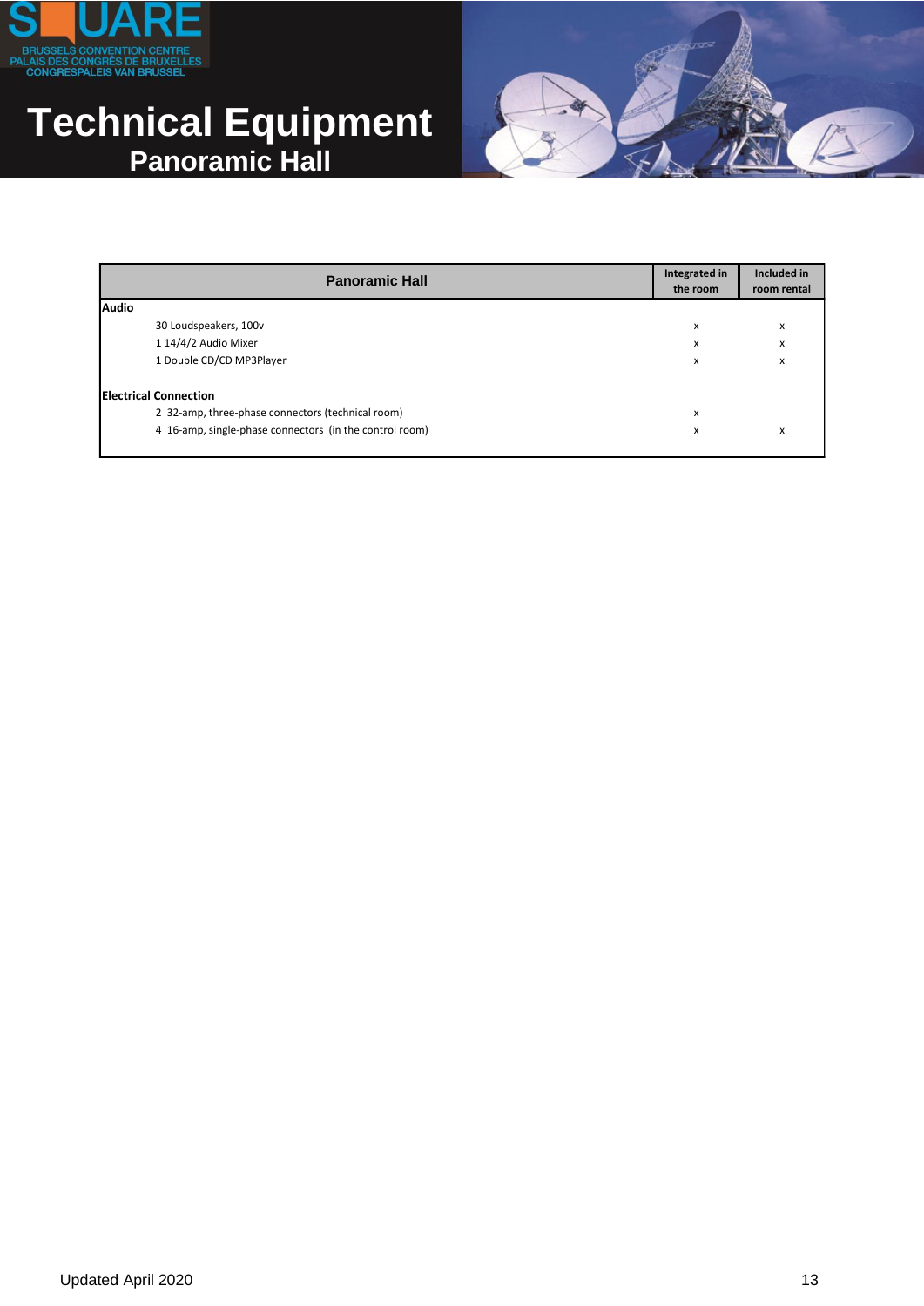# Technical Equipment

## Panoramic Hall

| Panoramic Hall | Integrated in the room | Included in room rental |
|---|---|---|
| **Audio** | | |
| 30 Loudspeakers, 100v | x | x |
| 1 14/4/2 Audio Mixer | x | x |
| 1 Double CD/CD MP3Player | x | x |
| **Electrical Connection** | | |
| 2 32-amp, three-phase connectors (technical room) | x | |
| 4 16-amp, single-phase connectors (in the control room) | x | x |

Updated April 2020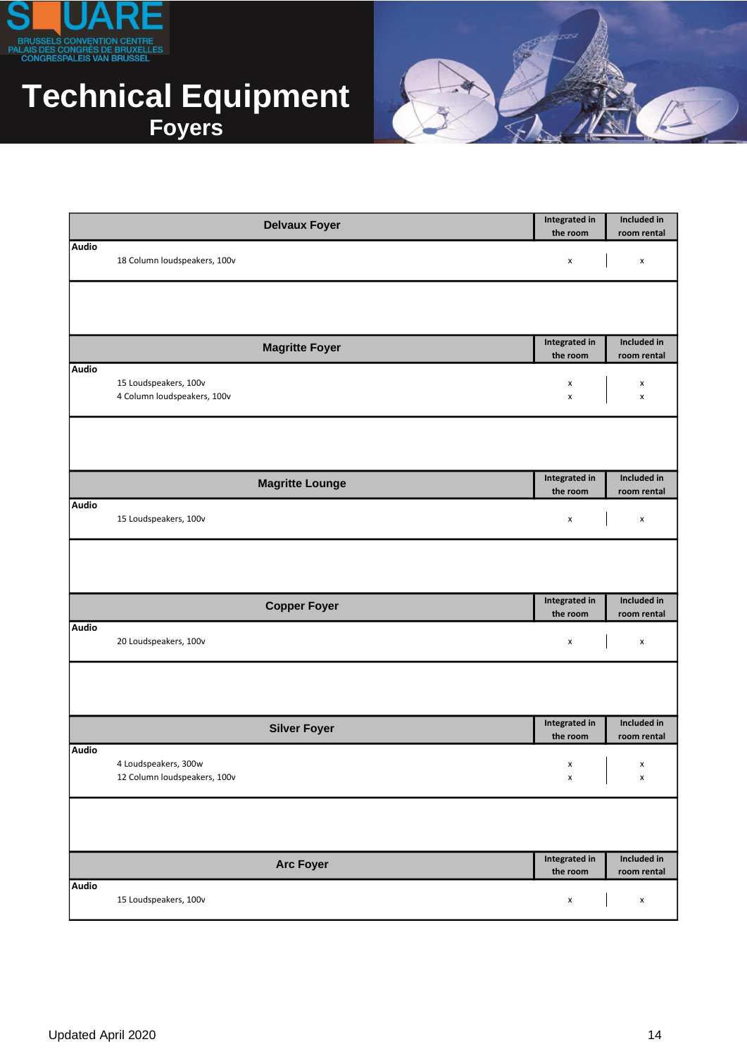# Technical Equipment

## Foyers

| Delvaux Foyer | Integrated in the room | Included in room rental |
|---|---|---|
| **Audio** | | |
| 18 Column loudspeakers, 100v | x | x |

| Magritte Foyer | Integrated in the room | Included in room rental |
|---|---|---|
| **Audio** | | |
| 15 Loudspeakers, 100v | x | x |
| 4 Column loudspeakers, 100v | x | x |

| Magritte Lounge | Integrated in the room | Included in room rental |
|---|---|---|
| **Audio** | | |
| 15 Loudspeakers, 100v | x | x |

| Copper Foyer | Integrated in the room | Included in room rental |
|---|---|---|
| **Audio** | | |
| 20 Loudspeakers, 100v | x | x |

| Silver Foyer | Integrated in the room | Included in room rental |
|---|---|---|
| **Audio** | | |
| 4 Loudspeakers, 300w | x | x |
| 12 Column loudspeakers, 100v | x | x |

| Arc Foyer | Integrated in the room | Included in room rental |
|---|---|---|
| **Audio** | | |
| 15 Loudspeakers, 100v | x | x |

Updated April 2020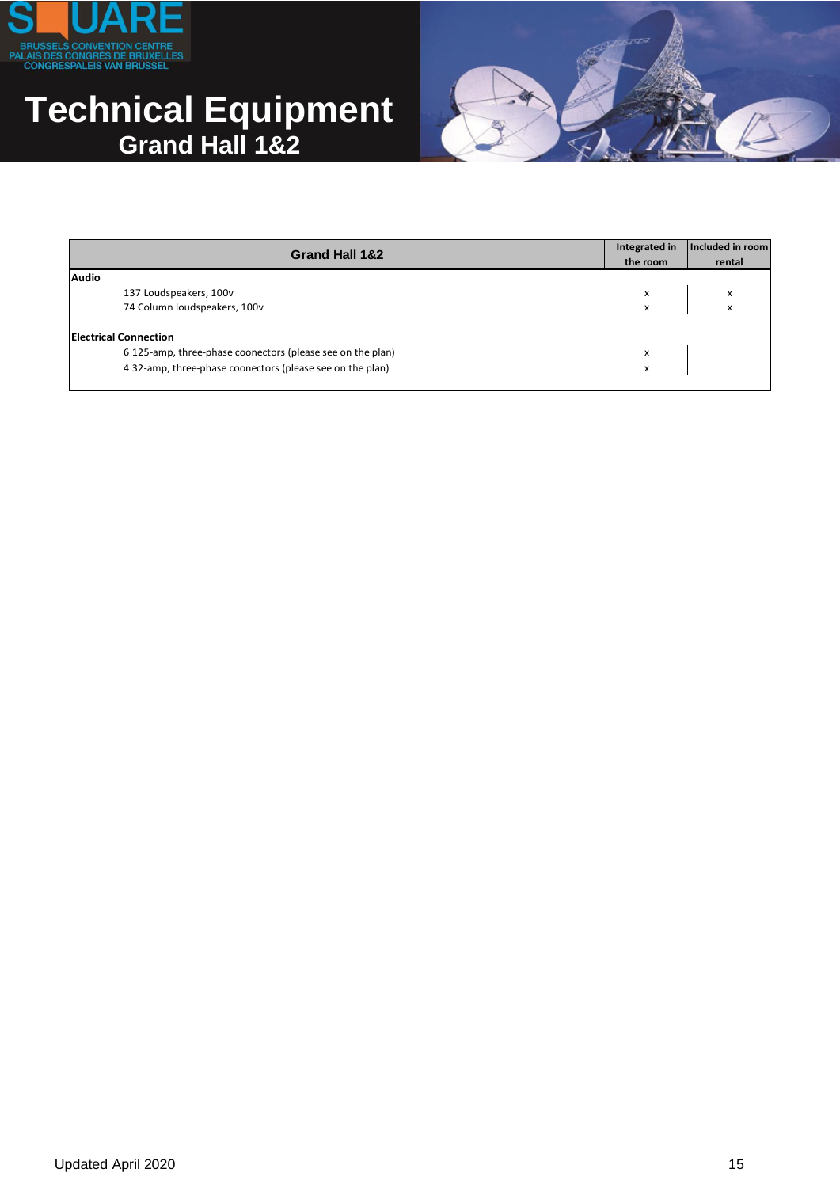# Technical Equipment

## Grand Hall 1&2

| Grand Hall 1&2 | Integrated in the room | Included in room rental |
|---|---|---|
| **Audio** | | |
| 137 Loudspeakers, 100v | x | x |
| 74 Column loudspeakers, 100v | x | x |
| **Electrical Connection** | | |
| 6 125-amp, three-phase coonectors (please see on the plan) | x | |
| 4 32-amp, three-phase coonectors (please see on the plan) | x | |

Updated April 2020